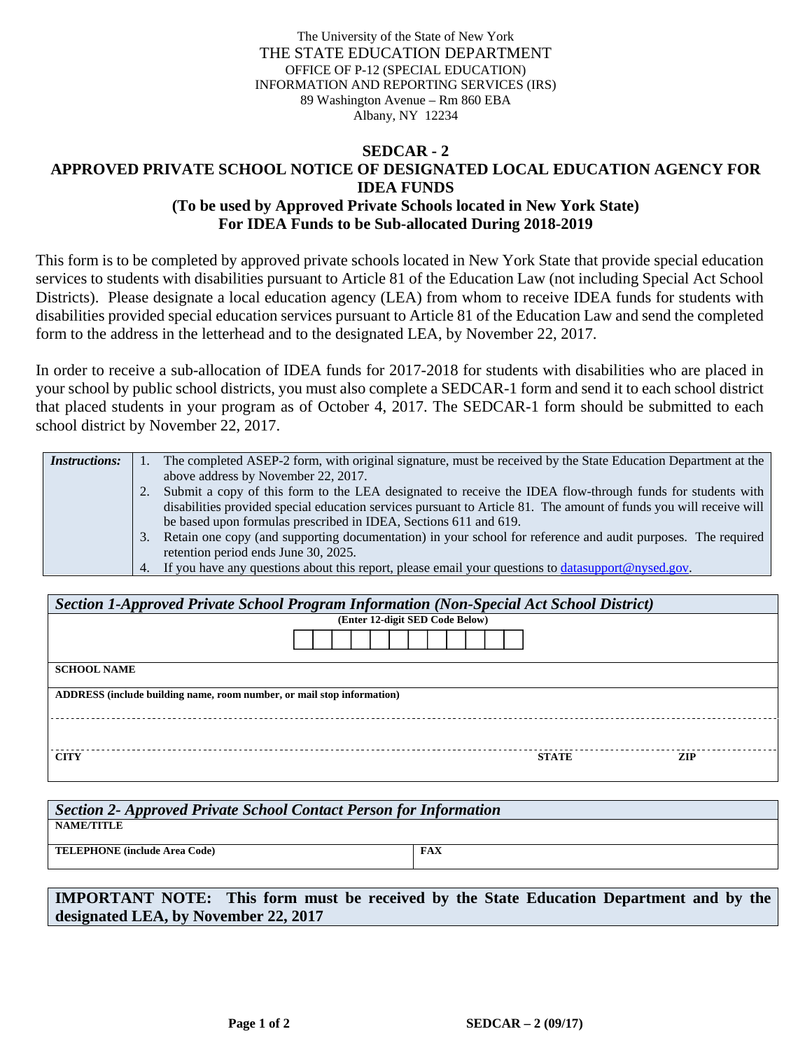The University of the State of New York
THE STATE EDUCATION DEPARTMENT
OFFICE OF P-12 (SPECIAL EDUCATION)
INFORMATION AND REPORTING SERVICES (IRS)
89 Washington Avenue – Rm 860 EBA
Albany, NY 12234

# SEDCAR - 2
## APPROVED PRIVATE SCHOOL NOTICE OF DESIGNATED LOCAL EDUCATION AGENCY FOR IDEA FUNDS
### (To be used by Approved Private Schools located in New York State)
### For IDEA Funds to be Sub-allocated During 2018-2019

This form is to be completed by approved private schools located in New York State that provide special education services to students with disabilities pursuant to Article 81 of the Education Law (not including Special Act School Districts). Please designate a local education agency (LEA) from whom to receive IDEA funds for students with disabilities provided special education services pursuant to Article 81 of the Education Law and send the completed form to the address in the letterhead and to the designated LEA, by November 22, 2017.

In order to receive a sub-allocation of IDEA funds for 2017-2018 for students with disabilities who are placed in your school by public school districts, you must also complete a SEDCAR-1 form and send it to each school district that placed students in your program as of October 4, 2017. The SEDCAR-1 form should be submitted to each school district by November 22, 2017.

***Instructions:***

1. The completed ASEP-2 form, with original signature, must be received by the State Education Department at the above address by November 22, 2017.
2. Submit a copy of this form to the LEA designated to receive the IDEA flow-through funds for students with disabilities provided special education services pursuant to Article 81. The amount of funds you will receive will be based upon formulas prescribed in IDEA, Sections 611 and 619.
3. Retain one copy (and supporting documentation) in your school for reference and audit purposes. The required retention period ends June 30, 2025.
4. If you have any questions about this report, please email your questions to datasupport@nysed.gov.

***Section 1-Approved Private School Program Information (Non-Special Act School District)***

**(Enter 12-digit SED Code Below)**

| | | | | | | | | | | | |
|---|---|---|---|---|---|---|---|---|---|---|---|
| | | | | | | | | | | | |

**SCHOOL NAME**

**ADDRESS (include building name, room number, or mail stop information)**

| **CITY** | **STATE** | **ZIP** |
|---|---|---|
| | | |

***Section 2- Approved Private School Contact Person for Information***

**NAME/TITLE**

| **TELEPHONE (include Area Code)** | **FAX** |
|---|---|
| | |

**IMPORTANT NOTE: This form must be received by the State Education Department and by the designated LEA, by November 22, 2017**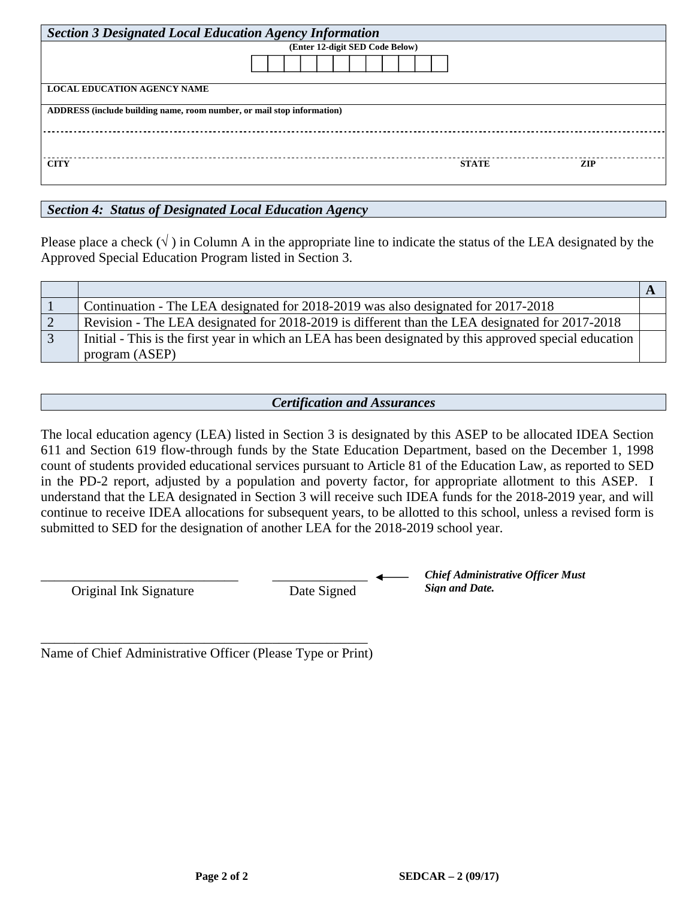## *Section 3 Designated Local Education Agency Information*

**(Enter 12-digit SED Code Below)**

| | | | | | | | | | | | |
|---|---|---|---|---|---|---|---|---|---|---|---|
| | | | | | | | | | | | |

**LOCAL EDUCATION AGENCY NAME**

**ADDRESS (include building name, room number, or mail stop information)**

**CITY** **STATE** **ZIP**

## *Section 4: Status of Designated Local Education Agency*

Please place a check (√ ) in Column A in the appropriate line to indicate the status of the LEA designated by the Approved Special Education Program listed in Section 3.

| | | A |
|---|---|---|
| 1 | Continuation - The LEA designated for 2018-2019 was also designated for 2017-2018 | |
| 2 | Revision - The LEA designated for 2018-2019 is different than the LEA designated for 2017-2018 | |
| 3 | Initial - This is the first year in which an LEA has been designated by this approved special education program (ASEP) | |

## *Certification and Assurances*

The local education agency (LEA) listed in Section 3 is designated by this ASEP to be allocated IDEA Section 611 and Section 619 flow-through funds by the State Education Department, based on the December 1, 1998 count of students provided educational services pursuant to Article 81 of the Education Law, as reported to SED in the PD-2 report, adjusted by a population and poverty factor, for appropriate allotment to this ASEP. I understand that the LEA designated in Section 3 will receive such IDEA funds for the 2018-2019 year, and will continue to receive IDEA allocations for subsequent years, to be allotted to this school, unless a revised form is submitted to SED for the designation of another LEA for the 2018-2019 school year.

______________________________ ______________ ← ***Chief Administrative Officer Must Sign and Date.***

Original Ink Signature Date Signed

__________________________________________________

Name of Chief Administrative Officer (Please Type or Print)

**SEDCAR – 2 (09/17)**